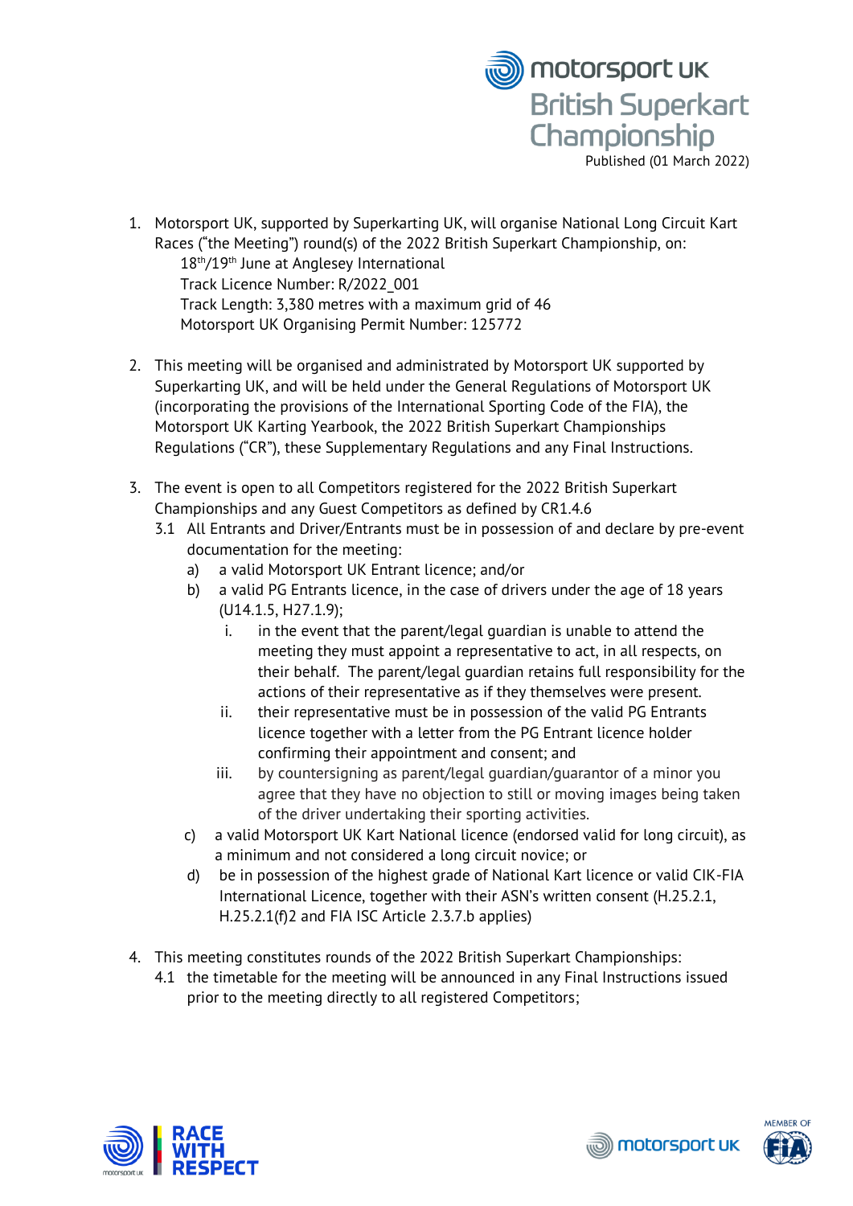# British Superkart Championship

Published (01 March 2022)

1. Motorsport UK, supported by Superkarting UK, will organise National Long Circuit Kart Races ("the Meeting") round(s) of the 2022 British Superkart Championship, on:
   18th/19th June at Anglesey International
   Track Licence Number: R/2022_001
   Track Length: 3,380 metres with a maximum grid of 46
   Motorsport UK Organising Permit Number: 125772

2. This meeting will be organised and administrated by Motorsport UK supported by Superkarting UK, and will be held under the General Regulations of Motorsport UK (incorporating the provisions of the International Sporting Code of the FIA), the Motorsport UK Karting Yearbook, the 2022 British Superkart Championships Regulations ("CR"), these Supplementary Regulations and any Final Instructions.

3. The event is open to all Competitors registered for the 2022 British Superkart Championships and any Guest Competitors as defined by CR1.4.6
   - 3.1 All Entrants and Driver/Entrants must be in possession of and declare by pre-event documentation for the meeting:
     - a) a valid Motorsport UK Entrant licence; and/or
     - b) a valid PG Entrants licence, in the case of drivers under the age of 18 years (U14.1.5, H27.1.9);
       - i. in the event that the parent/legal guardian is unable to attend the meeting they must appoint a representative to act, in all respects, on their behalf. The parent/legal guardian retains full responsibility for the actions of their representative as if they themselves were present.
       - ii. their representative must be in possession of the valid PG Entrants licence together with a letter from the PG Entrant licence holder confirming their appointment and consent; and
       - iii. by countersigning as parent/legal guardian/guarantor of a minor you agree that they have no objection to still or moving images being taken of the driver undertaking their sporting activities.
     - c) a valid Motorsport UK Kart National licence (endorsed valid for long circuit), as a minimum and not considered a long circuit novice; or
     - d) be in possession of the highest grade of National Kart licence or valid CIK-FIA International Licence, together with their ASN's written consent (H.25.2.1, H.25.2.1(f)2 and FIA ISC Article 2.3.7.b applies)

4. This meeting constitutes rounds of the 2022 British Superkart Championships:
   - 4.1 the timetable for the meeting will be announced in any Final Instructions issued prior to the meeting directly to all registered Competitors;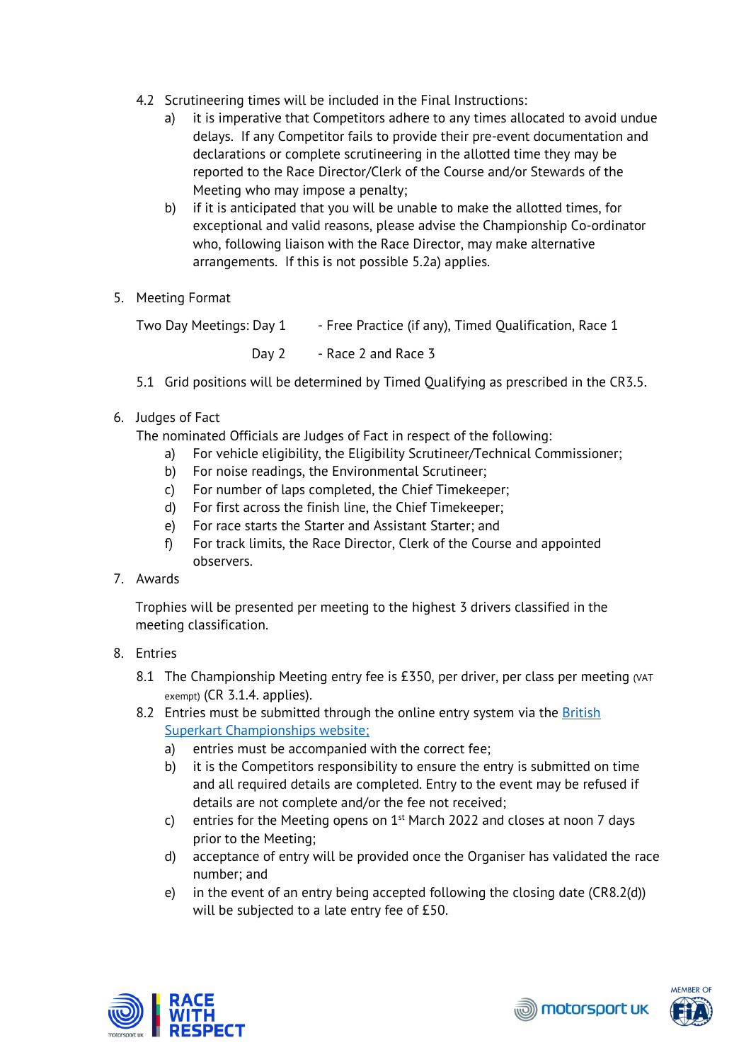4.2 Scrutineering times will be included in the Final Instructions:

a) it is imperative that Competitors adhere to any times allocated to avoid undue delays. If any Competitor fails to provide their pre-event documentation and declarations or complete scrutineering in the allotted time they may be reported to the Race Director/Clerk of the Course and/or Stewards of the Meeting who may impose a penalty;

b) if it is anticipated that you will be unable to make the allotted times, for exceptional and valid reasons, please advise the Championship Co-ordinator who, following liaison with the Race Director, may make alternative arrangements. If this is not possible 5.2a) applies.

5. Meeting Format

Two Day Meetings: Day 1 - Free Practice (if any), Timed Qualification, Race 1

Day 2 - Race 2 and Race 3

5.1 Grid positions will be determined by Timed Qualifying as prescribed in the CR3.5.

6. Judges of Fact

The nominated Officials are Judges of Fact in respect of the following:

a) For vehicle eligibility, the Eligibility Scrutineer/Technical Commissioner;

b) For noise readings, the Environmental Scrutineer;

c) For number of laps completed, the Chief Timekeeper;

d) For first across the finish line, the Chief Timekeeper;

e) For race starts the Starter and Assistant Starter; and

f) For track limits, the Race Director, Clerk of the Course and appointed observers.

7. Awards

Trophies will be presented per meeting to the highest 3 drivers classified in the meeting classification.

8. Entries

8.1 The Championship Meeting entry fee is £350, per driver, per class per meeting (VAT exempt) (CR 3.1.4. applies).

8.2 Entries must be submitted through the online entry system via the British Superkart Championships website;

a) entries must be accompanied with the correct fee;

b) it is the Competitors responsibility to ensure the entry is submitted on time and all required details are completed. Entry to the event may be refused if details are not complete and/or the fee not received;

c) entries for the Meeting opens on 1st March 2022 and closes at noon 7 days prior to the Meeting;

d) acceptance of entry will be provided once the Organiser has validated the race number; and

e) in the event of an entry being accepted following the closing date (CR8.2(d)) will be subjected to a late entry fee of £50.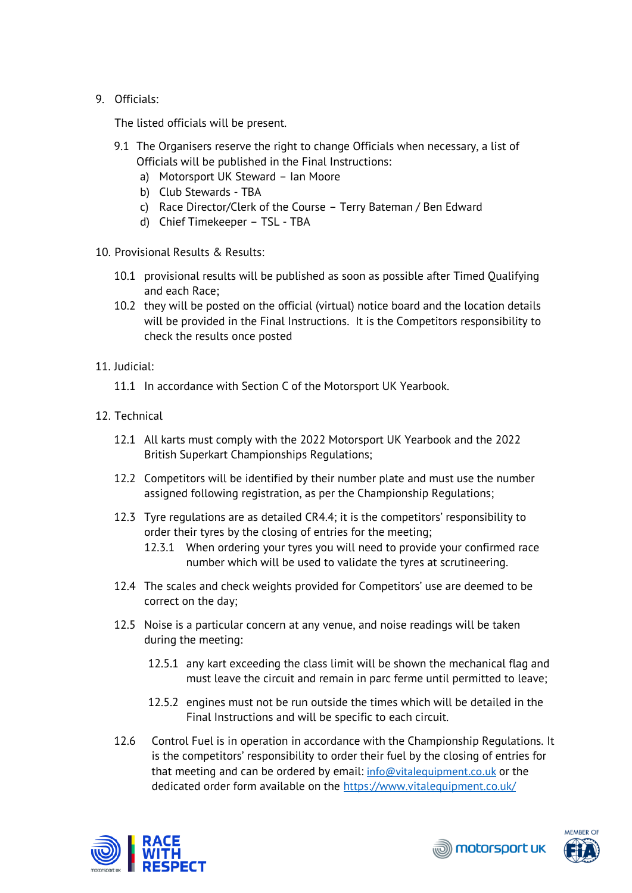9. Officials:

   The listed officials will be present.

   9.1 The Organisers reserve the right to change Officials when necessary, a list of Officials will be published in the Final Instructions:
      a) Motorsport UK Steward – Ian Moore
      b) Club Stewards - TBA
      c) Race Director/Clerk of the Course – Terry Bateman / Ben Edward
      d) Chief Timekeeper – TSL - TBA

10. Provisional Results & Results:

    10.1 provisional results will be published as soon as possible after Timed Qualifying and each Race;

    10.2 they will be posted on the official (virtual) notice board and the location details will be provided in the Final Instructions. It is the Competitors responsibility to check the results once posted

11. Judicial:

    11.1 In accordance with Section C of the Motorsport UK Yearbook.

12. Technical

    12.1 All karts must comply with the 2022 Motorsport UK Yearbook and the 2022 British Superkart Championships Regulations;

    12.2 Competitors will be identified by their number plate and must use the number assigned following registration, as per the Championship Regulations;

    12.3 Tyre regulations are as detailed CR4.4; it is the competitors' responsibility to order their tyres by the closing of entries for the meeting;

       12.3.1 When ordering your tyres you will need to provide your confirmed race number which will be used to validate the tyres at scrutineering.

    12.4 The scales and check weights provided for Competitors' use are deemed to be correct on the day;

    12.5 Noise is a particular concern at any venue, and noise readings will be taken during the meeting:

       12.5.1 any kart exceeding the class limit will be shown the mechanical flag and must leave the circuit and remain in parc ferme until permitted to leave;

       12.5.2 engines must not be run outside the times which will be detailed in the Final Instructions and will be specific to each circuit.

    12.6 Control Fuel is in operation in accordance with the Championship Regulations. It is the competitors' responsibility to order their fuel by the closing of entries for that meeting and can be ordered by email: [info@vitalequipment.co.uk](mailto:info@vitalequipment.co.uk) or the dedicated order form available on the [https://www.vitalequipment.co.uk/](https://www.vitalequipment.co.uk/)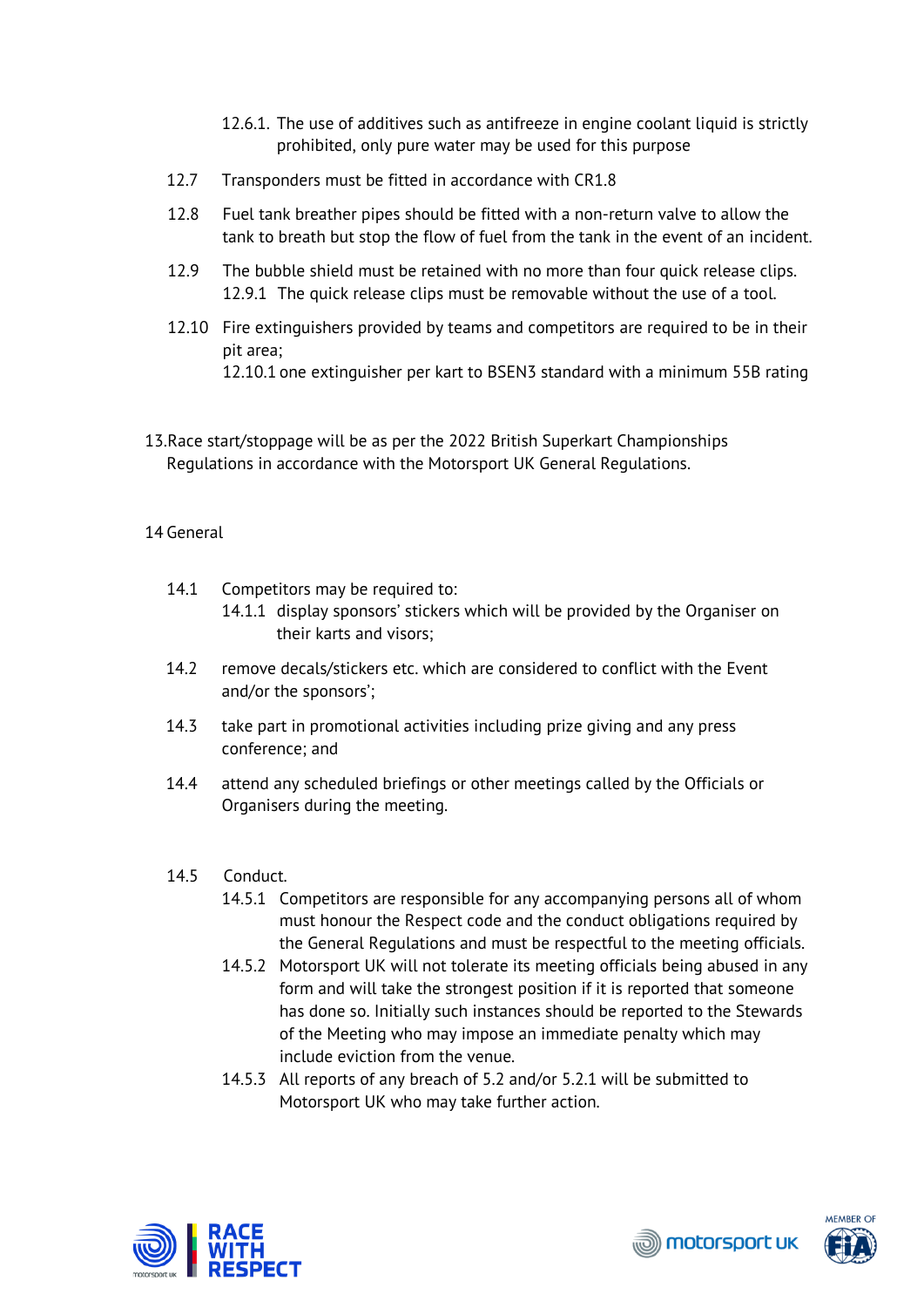12.6.1. The use of additives such as antifreeze in engine coolant liquid is strictly prohibited, only pure water may be used for this purpose

12.7 Transponders must be fitted in accordance with CR1.8

12.8 Fuel tank breather pipes should be fitted with a non-return valve to allow the tank to breath but stop the flow of fuel from the tank in the event of an incident.

12.9 The bubble shield must be retained with no more than four quick release clips.
12.9.1 The quick release clips must be removable without the use of a tool.

12.10 Fire extinguishers provided by teams and competitors are required to be in their pit area;
12.10.1 one extinguisher per kart to BSEN3 standard with a minimum 55B rating

13. Race start/stoppage will be as per the 2022 British Superkart Championships Regulations in accordance with the Motorsport UK General Regulations.

14 General

14.1 Competitors may be required to:
14.1.1 display sponsors' stickers which will be provided by the Organiser on their karts and visors;

14.2 remove decals/stickers etc. which are considered to conflict with the Event and/or the sponsors';

14.3 take part in promotional activities including prize giving and any press conference; and

14.4 attend any scheduled briefings or other meetings called by the Officials or Organisers during the meeting.

14.5 Conduct.
14.5.1 Competitors are responsible for any accompanying persons all of whom must honour the Respect code and the conduct obligations required by the General Regulations and must be respectful to the meeting officials.
14.5.2 Motorsport UK will not tolerate its meeting officials being abused in any form and will take the strongest position if it is reported that someone has done so. Initially such instances should be reported to the Stewards of the Meeting who may impose an immediate penalty which may include eviction from the venue.
14.5.3 All reports of any breach of 5.2 and/or 5.2.1 will be submitted to Motorsport UK who may take further action.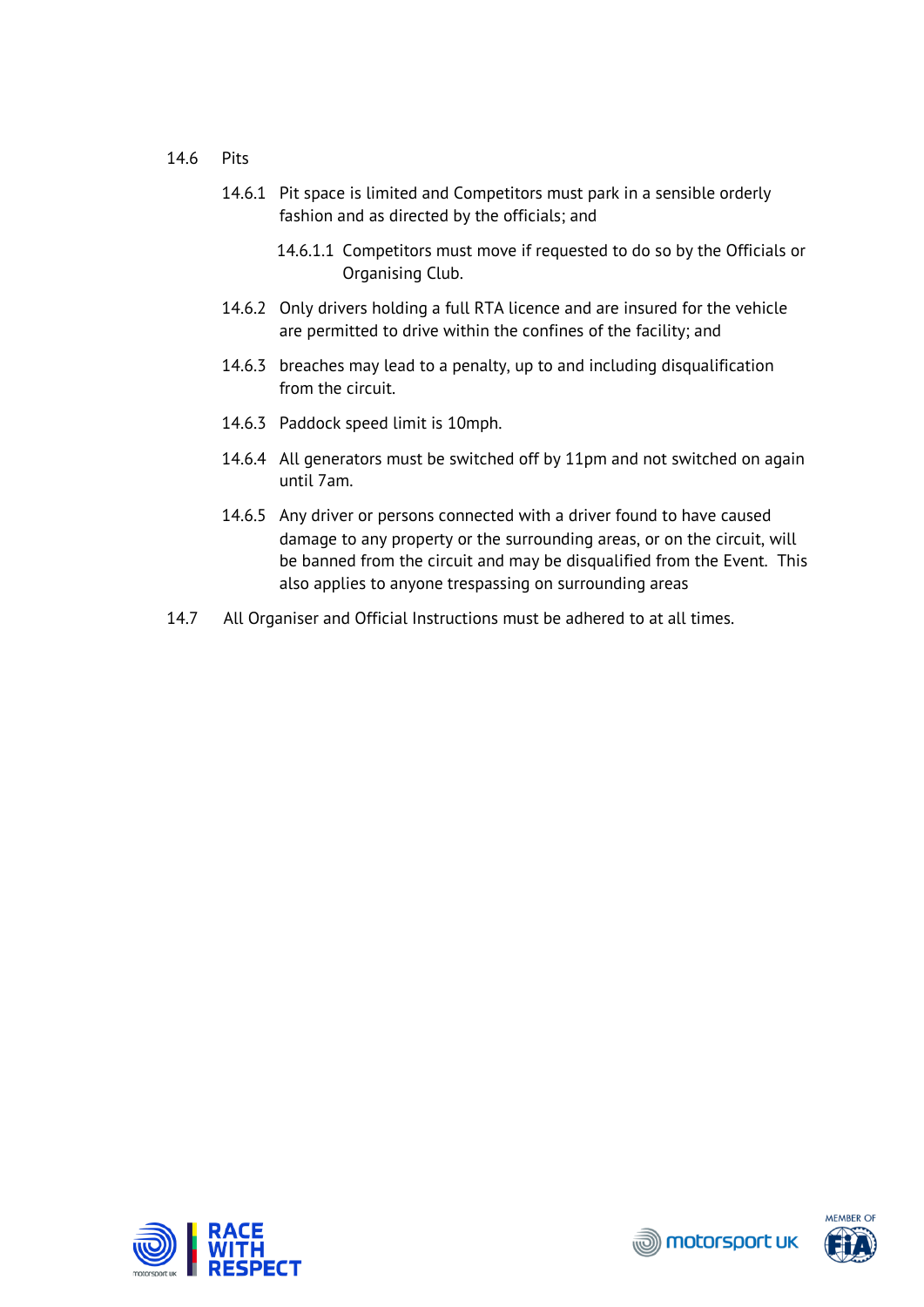14.6 Pits

14.6.1 Pit space is limited and Competitors must park in a sensible orderly fashion and as directed by the officials; and

14.6.1.1 Competitors must move if requested to do so by the Officials or Organising Club.

14.6.2 Only drivers holding a full RTA licence and are insured for the vehicle are permitted to drive within the confines of the facility; and

14.6.3 breaches may lead to a penalty, up to and including disqualification from the circuit.

14.6.3 Paddock speed limit is 10mph.

14.6.4 All generators must be switched off by 11pm and not switched on again until 7am.

14.6.5 Any driver or persons connected with a driver found to have caused damage to any property or the surrounding areas, or on the circuit, will be banned from the circuit and may be disqualified from the Event. This also applies to anyone trespassing on surrounding areas

14.7 All Organiser and Official Instructions must be adhered to at all times.